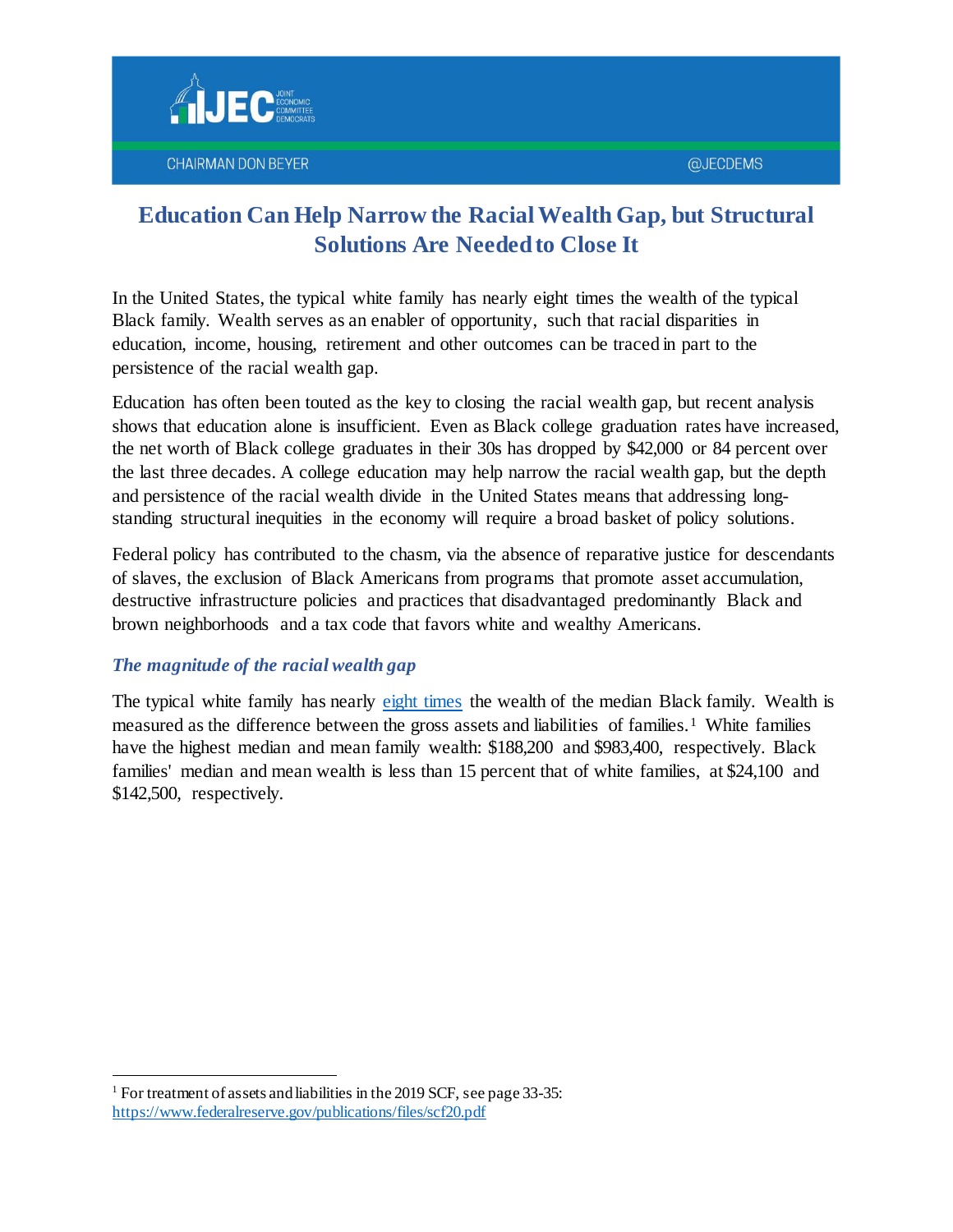CHAIRMAN DON BEYER

@JECDEMS

# Education Can Help Narrow the Racial Wealth Gap, but Structural Solutions Are Needed to Close It

In the United States, the typical white family has nearly eight times the wealth of the typical Black family. Wealth serves as an enabler of opportunity, such that racial disparities in education, income, housing, retirement and other outcomes can be traced in part to the persistence of the racial wealth gap.

Education has often been touted as the key to closing the racial wealth gap, but recent analysis shows that education alone is insufficient. Even as Black college graduation rates have increased, the net worth of Black college graduates in their 30s has dropped by $42,000 or 84 percent over the last three decades. A college education may help narrow the racial wealth gap, but the depth and persistence of the racial wealth divide in the United States means that addressing long-standing structural inequities in the economy will require a broad basket of policy solutions.

Federal policy has contributed to the chasm, via the absence of reparative justice for descendants of slaves, the exclusion of Black Americans from programs that promote asset accumulation, destructive infrastructure policies and practices that disadvantaged predominantly Black and brown neighborhoods and a tax code that favors white and wealthy Americans.

### *The magnitude of the racial wealth gap*

The typical white family has nearly eight times the wealth of the median Black family. Wealth is measured as the difference between the gross assets and liabilities of families.[1] White families have the highest median and mean family wealth: $188,200 and $983,400, respectively. Black families' median and mean wealth is less than 15 percent that of white families, at $24,100 and $142,500, respectively.

---

[1] For treatment of assets and liabilities in the 2019 SCF, see page 33-35: https://www.federalreserve.gov/publications/files/scf20.pdf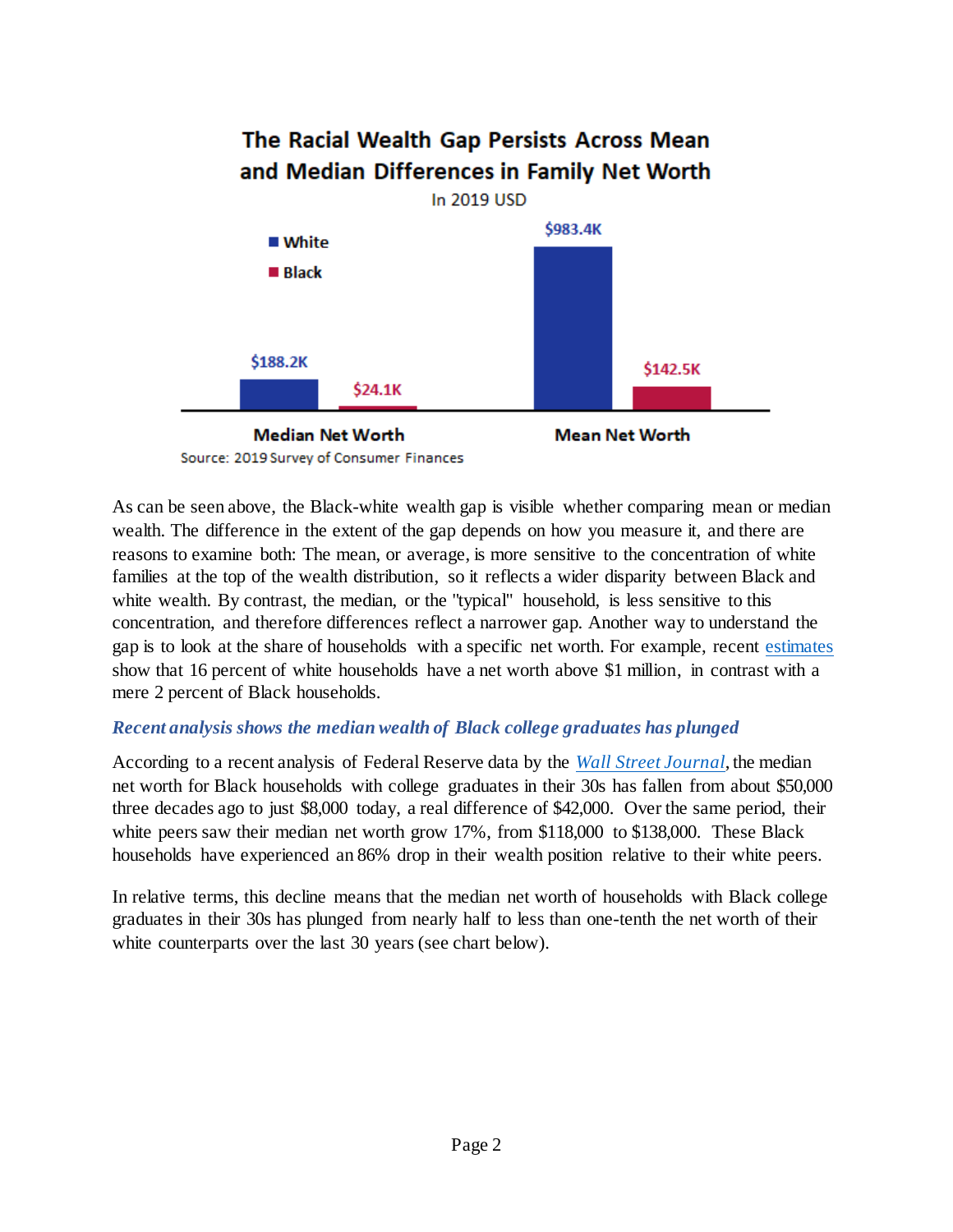**The Racial Wealth Gap Persists Across Mean and Median Differences in Family Net Worth**

In 2019 USD

| | White | Black |
|---|---|---|
| Median Net Worth | $188.2K | $24.1K |
| Mean Net Worth | $983.4K | $142.5K |

Source: 2019 Survey of Consumer Finances

As can be seen above, the Black-white wealth gap is visible whether comparing mean or median wealth. The difference in the extent of the gap depends on how you measure it, and there are reasons to examine both: The mean, or average, is more sensitive to the concentration of white families at the top of the wealth distribution, so it reflects a wider disparity between Black and white wealth. By contrast, the median, or the "typical" household, is less sensitive to this concentration, and therefore differences reflect a narrower gap. Another way to understand the gap is to look at the share of households with a specific net worth. For example, recent estimates show that 16 percent of white households have a net worth above $1 million, in contrast with a mere 2 percent of Black households.

### *Recent analysis shows the median wealth of Black college graduates has plunged*

According to a recent analysis of Federal Reserve data by the *Wall Street Journal*, the median net worth for Black households with college graduates in their 30s has fallen from about $50,000 three decades ago to just $8,000 today, a real difference of $42,000. Over the same period, their white peers saw their median net worth grow 17%, from $118,000 to $138,000. These Black households have experienced an 86% drop in their wealth position relative to their white peers.

In relative terms, this decline means that the median net worth of households with Black college graduates in their 30s has plunged from nearly half to less than one-tenth the net worth of their white counterparts over the last 30 years (see chart below).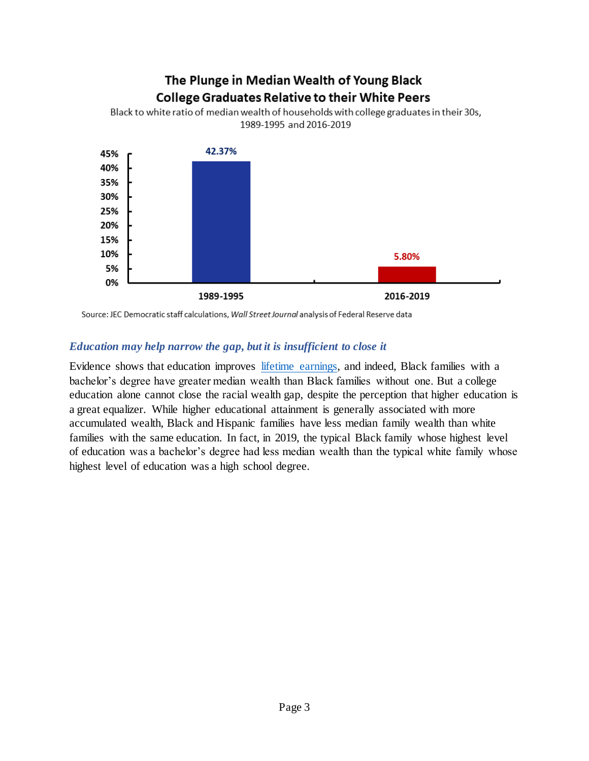**The Plunge in Median Wealth of Young Black College Graduates Relative to their White Peers**

Black to white ratio of median wealth of households with college graduates in their 30s, 1989-1995 and 2016-2019

| Period | Ratio |
| --- | --- |
| 1989-1995 | 42.37% |
| 2016-2019 | 5.80% |

Source: JEC Democratic staff calculations, *Wall Street Journal* analysis of Federal Reserve data

### *Education may help narrow the gap, but it is insufficient to close it*

Evidence shows that education improves lifetime earnings, and indeed, Black families with a bachelor's degree have greater median wealth than Black families without one. But a college education alone cannot close the racial wealth gap, despite the perception that higher education is a great equalizer. While higher educational attainment is generally associated with more accumulated wealth, Black and Hispanic families have less median family wealth than white families with the same education. In fact, in 2019, the typical Black family whose highest level of education was a bachelor's degree had less median wealth than the typical white family whose highest level of education was a high school degree.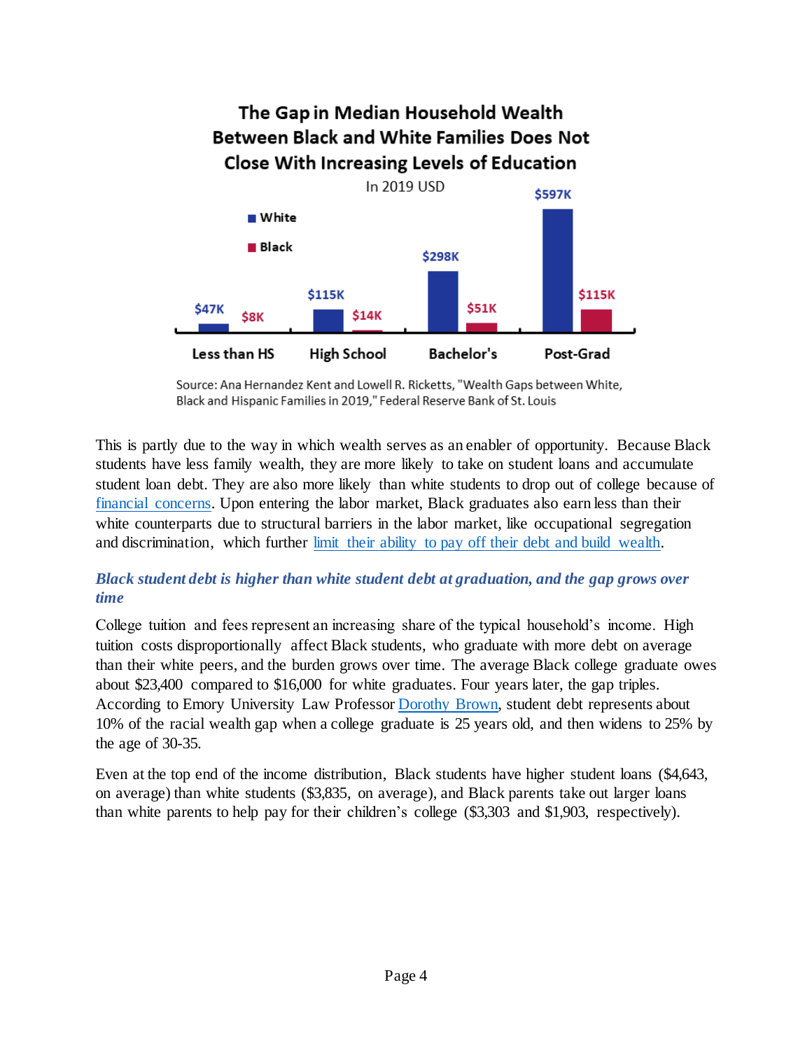**The Gap in Median Household Wealth Between Black and White Families Does Not Close With Increasing Levels of Education**

In 2019 USD

| | White | Black |
| --- | --- | --- |
| Less than HS | $47K | $8K |
| High School | $115K | $14K |
| Bachelor's | $298K | $51K |
| Post-Grad | $597K | $115K |

Source: Ana Hernandez Kent and Lowell R. Ricketts, "Wealth Gaps between White, Black and Hispanic Families in 2019," Federal Reserve Bank of St. Louis

This is partly due to the way in which wealth serves as an enabler of opportunity. Because Black students have less family wealth, they are more likely to take on student loans and accumulate student loan debt. They are also more likely than white students to drop out of college because of financial concerns. Upon entering the labor market, Black graduates also earn less than their white counterparts due to structural barriers in the labor market, like occupational segregation and discrimination, which further limit their ability to pay off their debt and build wealth.

### *Black student debt is higher than white student debt at graduation, and the gap grows over time*

College tuition and fees represent an increasing share of the typical household's income. High tuition costs disproportionally affect Black students, who graduate with more debt on average than their white peers, and the burden grows over time. The average Black college graduate owes about $23,400 compared to $16,000 for white graduates. Four years later, the gap triples. According to Emory University Law Professor Dorothy Brown, student debt represents about 10% of the racial wealth gap when a college graduate is 25 years old, and then widens to 25% by the age of 30-35.

Even at the top end of the income distribution, Black students have higher student loans ($4,643, on average) than white students ($3,835, on average), and Black parents take out larger loans than white parents to help pay for their children's college ($3,303 and $1,903, respectively).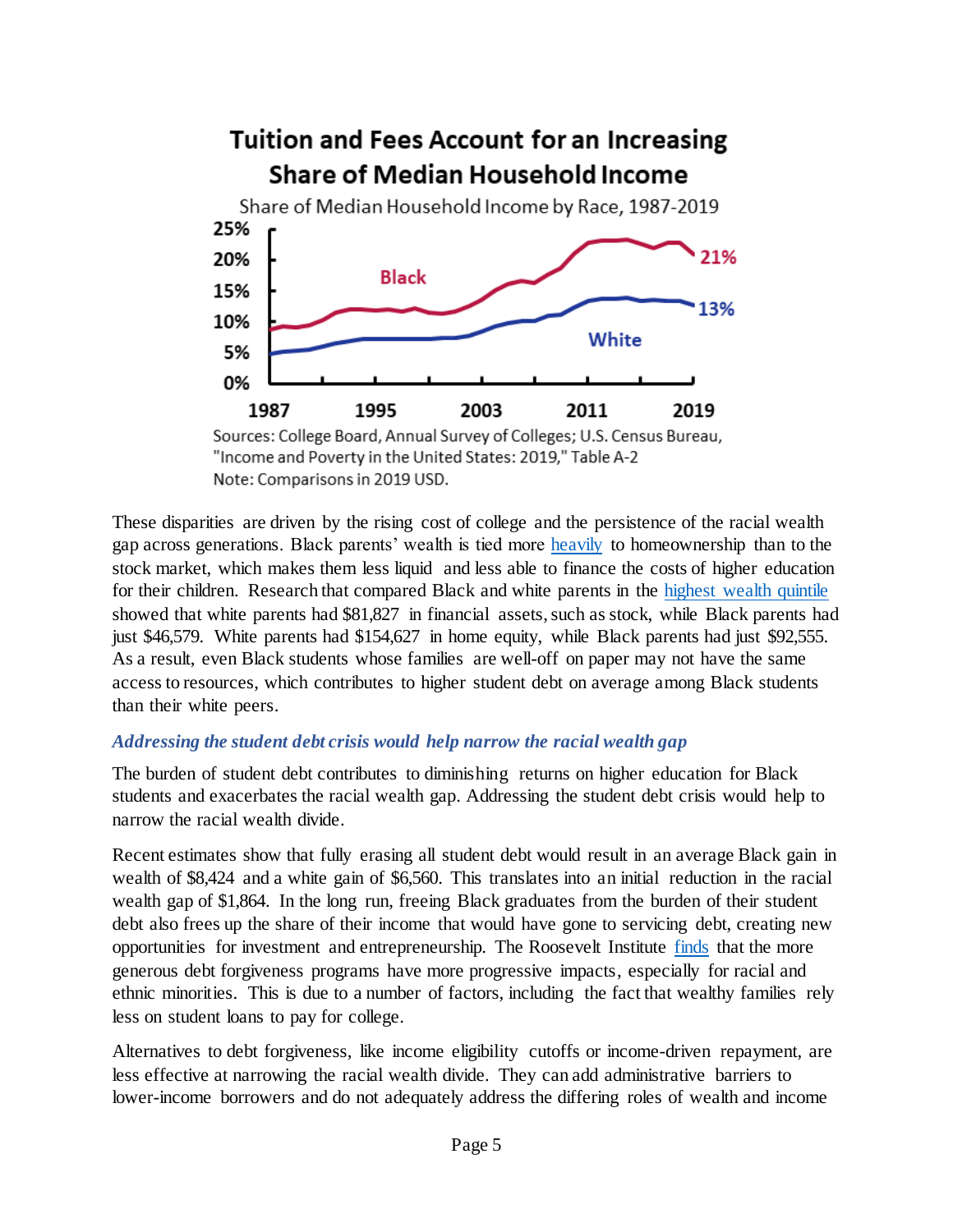**Tuition and Fees Account for an Increasing Share of Median Household Income**

Share of Median Household Income by Race, 1987-2019

Sources: College Board, Annual Survey of Colleges; U.S. Census Bureau, "Income and Poverty in the United States: 2019," Table A-2
Note: Comparisons in 2019 USD.

These disparities are driven by the rising cost of college and the persistence of the racial wealth gap across generations. Black parents' wealth is tied more heavily to homeownership than to the stock market, which makes them less liquid and less able to finance the costs of higher education for their children. Research that compared Black and white parents in the highest wealth quintile showed that white parents had $81,827 in financial assets, such as stock, while Black parents had just $46,579. White parents had $154,627 in home equity, while Black parents had just $92,555. As a result, even Black students whose families are well-off on paper may not have the same access to resources, which contributes to higher student debt on average among Black students than their white peers.

### *Addressing the student debt crisis would help narrow the racial wealth gap*

The burden of student debt contributes to diminishing returns on higher education for Black students and exacerbates the racial wealth gap. Addressing the student debt crisis would help to narrow the racial wealth divide.

Recent estimates show that fully erasing all student debt would result in an average Black gain in wealth of $8,424 and a white gain of $6,560. This translates into an initial reduction in the racial wealth gap of $1,864. In the long run, freeing Black graduates from the burden of their student debt also frees up the share of their income that would have gone to servicing debt, creating new opportunities for investment and entrepreneurship. The Roosevelt Institute finds that the more generous debt forgiveness programs have more progressive impacts, especially for racial and ethnic minorities. This is due to a number of factors, including the fact that wealthy families rely less on student loans to pay for college.

Alternatives to debt forgiveness, like income eligibility cutoffs or income-driven repayment, are less effective at narrowing the racial wealth divide. They can add administrative barriers to lower-income borrowers and do not adequately address the differing roles of wealth and income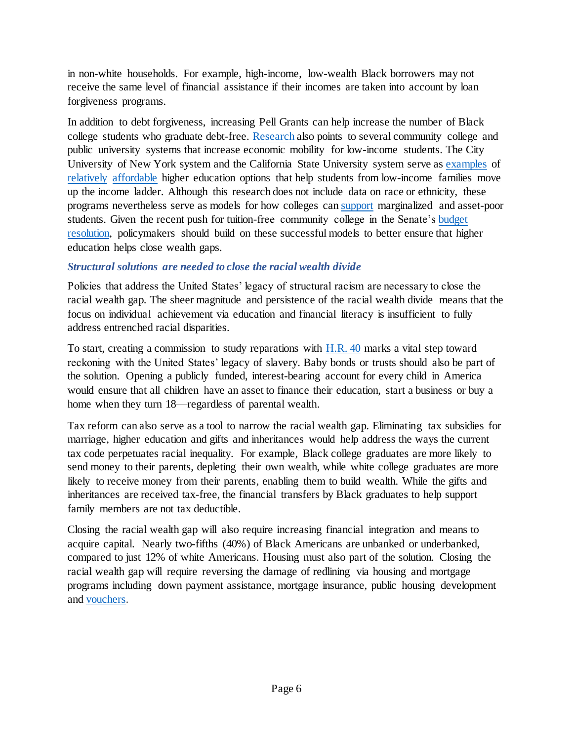in non-white households. For example, high-income, low-wealth Black borrowers may not receive the same level of financial assistance if their incomes are taken into account by loan forgiveness programs.

In addition to debt forgiveness, increasing Pell Grants can help increase the number of Black college students who graduate debt-free. Research also points to several community college and public university systems that increase economic mobility for low-income students. The City University of New York system and the California State University system serve as examples of relatively affordable higher education options that help students from low-income families move up the income ladder. Although this research does not include data on race or ethnicity, these programs nevertheless serve as models for how colleges can support marginalized and asset-poor students. Given the recent push for tuition-free community college in the Senate's budget resolution, policymakers should build on these successful models to better ensure that higher education helps close wealth gaps.

### *Structural solutions are needed to close the racial wealth divide*

Policies that address the United States' legacy of structural racism are necessary to close the racial wealth gap. The sheer magnitude and persistence of the racial wealth divide means that the focus on individual achievement via education and financial literacy is insufficient to fully address entrenched racial disparities.

To start, creating a commission to study reparations with H.R. 40 marks a vital step toward reckoning with the United States' legacy of slavery. Baby bonds or trusts should also be part of the solution. Opening a publicly funded, interest-bearing account for every child in America would ensure that all children have an asset to finance their education, start a business or buy a home when they turn 18—regardless of parental wealth.

Tax reform can also serve as a tool to narrow the racial wealth gap. Eliminating tax subsidies for marriage, higher education and gifts and inheritances would help address the ways the current tax code perpetuates racial inequality. For example, Black college graduates are more likely to send money to their parents, depleting their own wealth, while white college graduates are more likely to receive money from their parents, enabling them to build wealth. While the gifts and inheritances are received tax-free, the financial transfers by Black graduates to help support family members are not tax deductible.

Closing the racial wealth gap will also require increasing financial integration and means to acquire capital. Nearly two-fifths (40%) of Black Americans are unbanked or underbanked, compared to just 12% of white Americans. Housing must also part of the solution. Closing the racial wealth gap will require reversing the damage of redlining via housing and mortgage programs including down payment assistance, mortgage insurance, public housing development and vouchers.